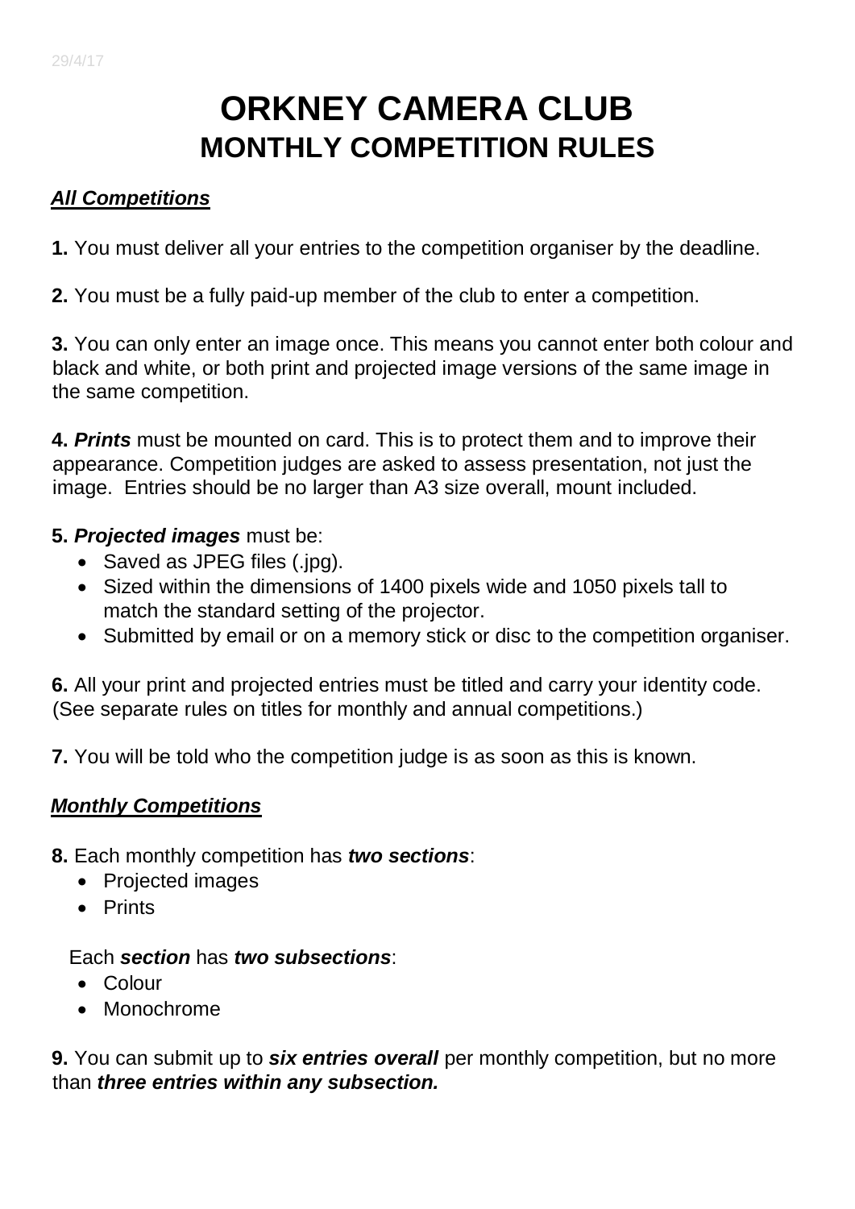29/4/17

# ORKNEY CAMERA CLUB
## MONTHLY COMPETITION RULES

***All Competitions***

**1.** You must deliver all your entries to the competition organiser by the deadline.

**2.** You must be a fully paid-up member of the club to enter a competition.

**3.** You can only enter an image once. This means you cannot enter both colour and black and white, or both print and projected image versions of the same image in the same competition.

**4.** ***Prints*** must be mounted on card. This is to protect them and to improve their appearance. Competition judges are asked to assess presentation, not just the image. Entries should be no larger than A3 size overall, mount included.

**5.** ***Projected images*** must be:

- Saved as JPEG files (.jpg).
- Sized within the dimensions of 1400 pixels wide and 1050 pixels tall to match the standard setting of the projector.
- Submitted by email or on a memory stick or disc to the competition organiser.

**6.** All your print and projected entries must be titled and carry your identity code. (See separate rules on titles for monthly and annual competitions.)

**7.** You will be told who the competition judge is as soon as this is known.

***Monthly Competitions***

**8.** Each monthly competition has ***two sections***:

- Projected images
- Prints

Each ***section*** has ***two subsections***:

- Colour
- Monochrome

**9.** You can submit up to ***six entries overall*** per monthly competition, but no more than ***three entries within any subsection.***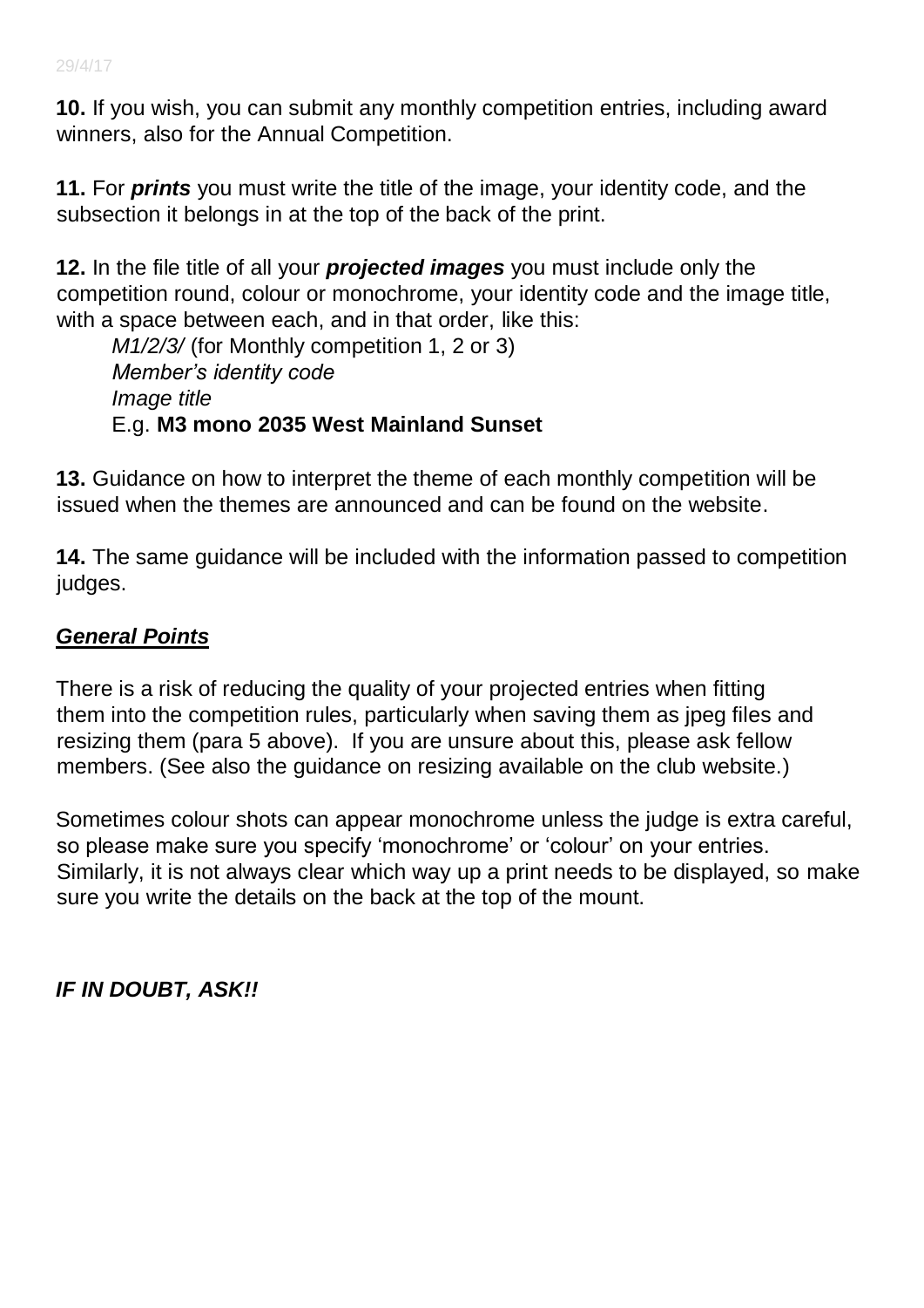**10.** If you wish, you can submit any monthly competition entries, including award winners, also for the Annual Competition.

**11.** For ***prints*** you must write the title of the image, your identity code, and the subsection it belongs in at the top of the back of the print.

**12.** In the file title of all your ***projected images*** you must include only the competition round, colour or monochrome, your identity code and the image title, with a space between each, and in that order, like this:

*M1/2/3/* (for Monthly competition 1, 2 or 3)
*Member's identity code*
*Image title*
E.g. **M3 mono 2035 West Mainland Sunset**

**13.** Guidance on how to interpret the theme of each monthly competition will be issued when the themes are announced and can be found on the website.

**14.** The same guidance will be included with the information passed to competition judges.

## ***General Points***

There is a risk of reducing the quality of your projected entries when fitting them into the competition rules, particularly when saving them as jpeg files and resizing them (para 5 above). If you are unsure about this, please ask fellow members. (See also the guidance on resizing available on the club website.)

Sometimes colour shots can appear monochrome unless the judge is extra careful, so please make sure you specify 'monochrome' or 'colour' on your entries. Similarly, it is not always clear which way up a print needs to be displayed, so make sure you write the details on the back at the top of the mount.

***IF IN DOUBT, ASK!!***